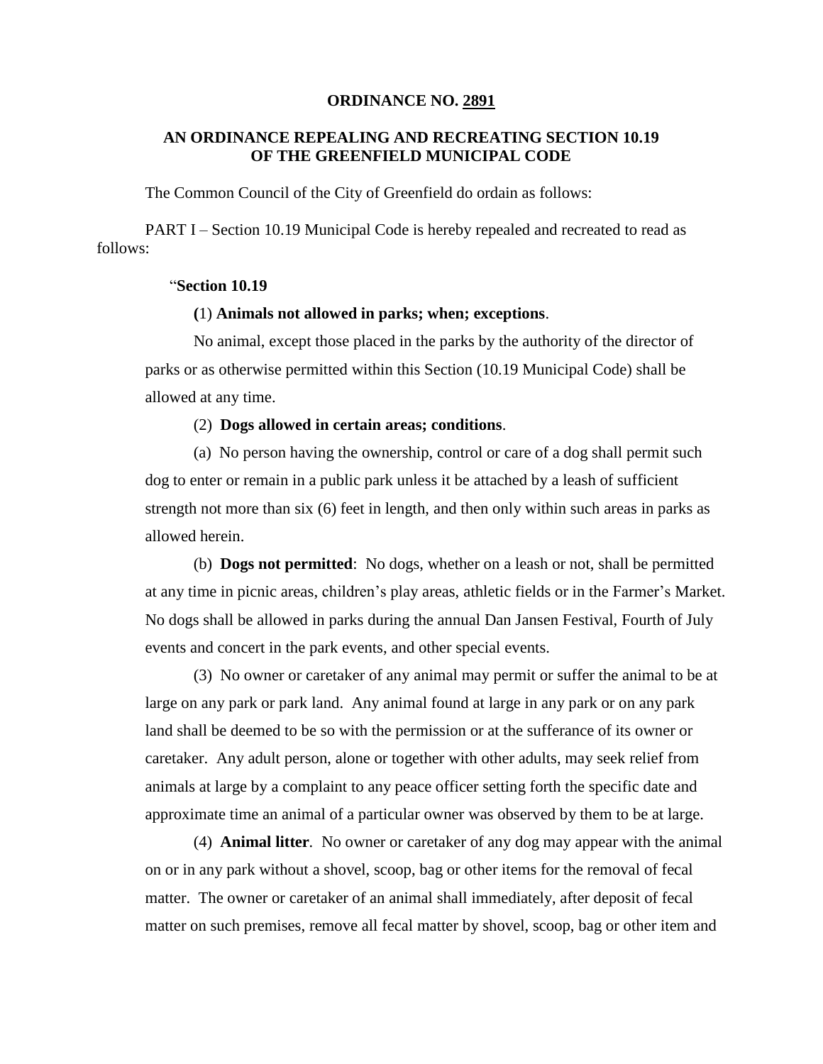**ORDINANCE NO. 2891**

**AN ORDINANCE REPEALING AND RECREATING SECTION 10.19 OF THE GREENFIELD MUNICIPAL CODE**

The Common Council of the City of Greenfield do ordain as follows:

PART I – Section 10.19 Municipal Code is hereby repealed and recreated to read as follows:

"**Section 10.19**

**(**1) **Animals not allowed in parks; when; exceptions**.

No animal, except those placed in the parks by the authority of the director of parks or as otherwise permitted within this Section (10.19 Municipal Code) shall be allowed at any time.

(2) **Dogs allowed in certain areas; conditions**.

(a) No person having the ownership, control or care of a dog shall permit such dog to enter or remain in a public park unless it be attached by a leash of sufficient strength not more than six (6) feet in length, and then only within such areas in parks as allowed herein.

(b) **Dogs not permitted**: No dogs, whether on a leash or not, shall be permitted at any time in picnic areas, children's play areas, athletic fields or in the Farmer's Market. No dogs shall be allowed in parks during the annual Dan Jansen Festival, Fourth of July events and concert in the park events, and other special events.

(3) No owner or caretaker of any animal may permit or suffer the animal to be at large on any park or park land. Any animal found at large in any park or on any park land shall be deemed to be so with the permission or at the sufferance of its owner or caretaker. Any adult person, alone or together with other adults, may seek relief from animals at large by a complaint to any peace officer setting forth the specific date and approximate time an animal of a particular owner was observed by them to be at large.

(4) **Animal litter**. No owner or caretaker of any dog may appear with the animal on or in any park without a shovel, scoop, bag or other items for the removal of fecal matter. The owner or caretaker of an animal shall immediately, after deposit of fecal matter on such premises, remove all fecal matter by shovel, scoop, bag or other item and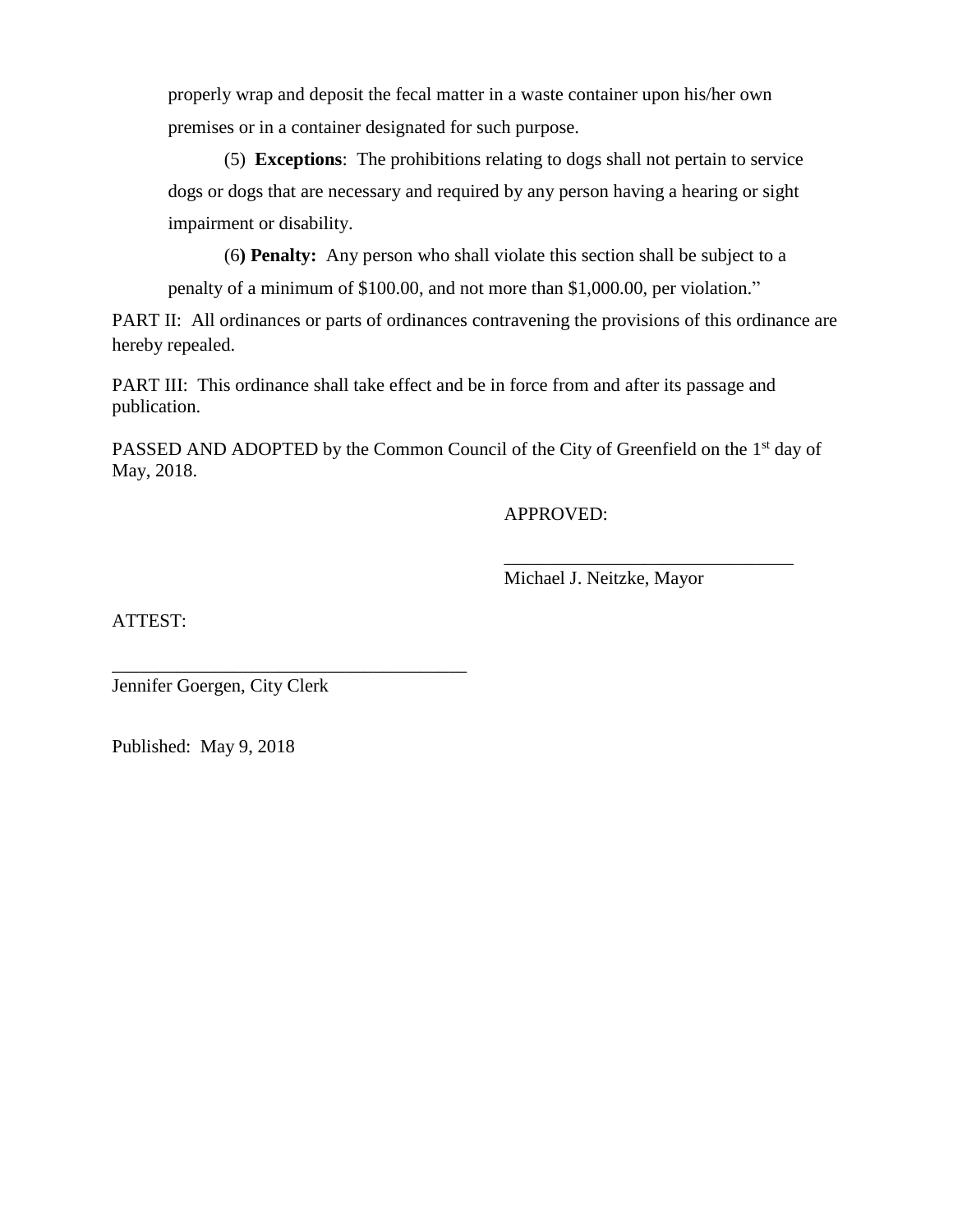properly wrap and deposit the fecal matter in a waste container upon his/her own premises or in a container designated for such purpose.

(5) **Exceptions**: The prohibitions relating to dogs shall not pertain to service dogs or dogs that are necessary and required by any person having a hearing or sight impairment or disability.

(6**) Penalty:** Any person who shall violate this section shall be subject to a penalty of a minimum of $100.00, and not more than $1,000.00, per violation."

PART II: All ordinances or parts of ordinances contravening the provisions of this ordinance are hereby repealed.

PART III: This ordinance shall take effect and be in force from and after its passage and publication.

PASSED AND ADOPTED by the Common Council of the City of Greenfield on the 1st day of May, 2018.

APPROVED:

______________________________
Michael J. Neitzke, Mayor

ATTEST:

_____________________________________
Jennifer Goergen, City Clerk

Published: May 9, 2018